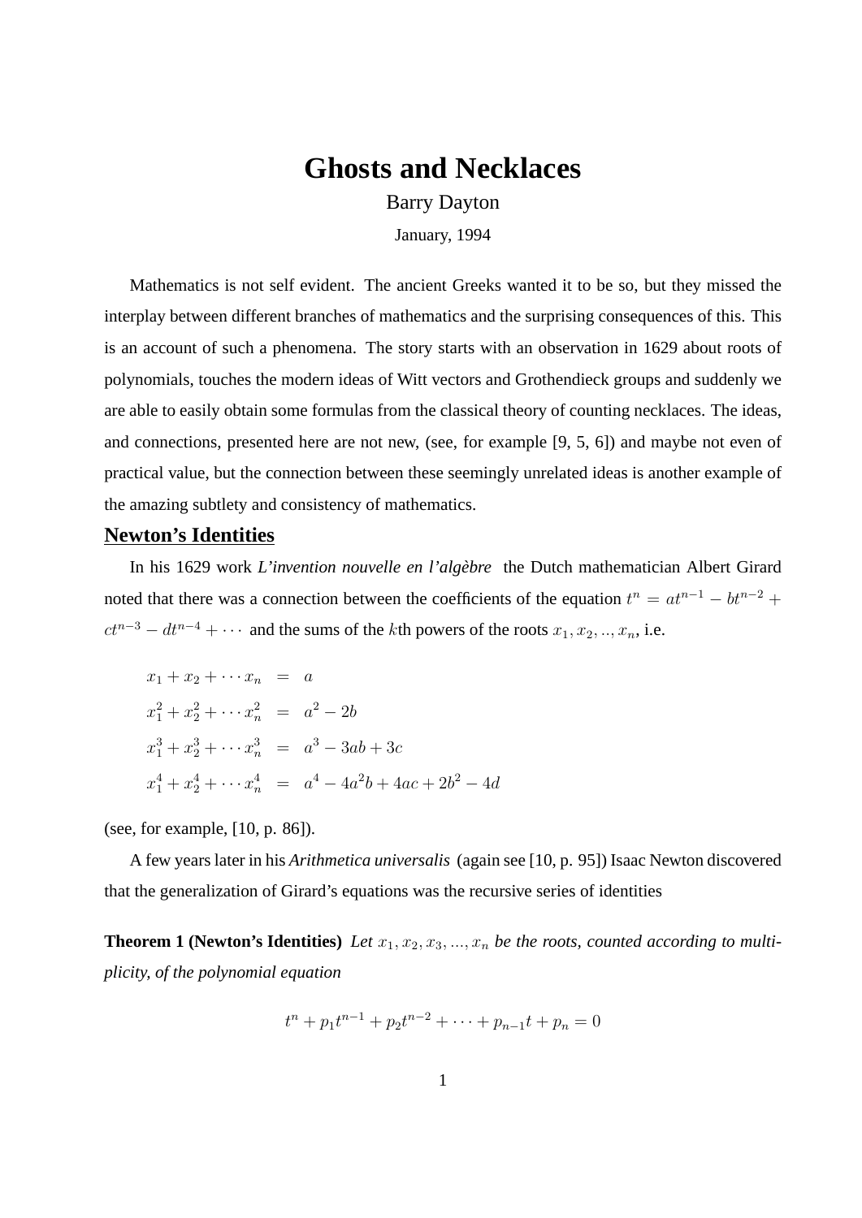# Ghosts and Necklaces

Barry Dayton

January, 1994

Mathematics is not self evident. The ancient Greeks wanted it to be so, but they missed the interplay between different branches of mathematics and the surprising consequences of this. This is an account of such a phenomena. The story starts with an observation in 1629 about roots of polynomials, touches the modern ideas of Witt vectors and Grothendieck groups and suddenly we are able to easily obtain some formulas from the classical theory of counting necklaces. The ideas, and connections, presented here are not new, (see, for example [9, 5, 6]) and maybe not even of practical value, but the connection between these seemingly unrelated ideas is another example of the amazing subtlety and consistency of mathematics.

## Newton's Identities

In his 1629 work *L'invention nouvelle en l'algèbre* the Dutch mathematician Albert Girard noted that there was a connection between the coefficients of the equation $t^n = at^{n-1} - bt^{n-2} + ct^{n-3} - dt^{n-4} + \cdots$ and the sums of the $k$th powers of the roots $x_1, x_2, .., x_n$, i.e.

$$
\begin{aligned}
x_1 + x_2 + \cdots x_n &= a \\
x_1^2 + x_2^2 + \cdots x_n^2 &= a^2 - 2b \\
x_1^3 + x_2^3 + \cdots x_n^3 &= a^3 - 3ab + 3c \\
x_1^4 + x_2^4 + \cdots x_n^4 &= a^4 - 4a^2b + 4ac + 2b^2 - 4d
\end{aligned}
$$

(see, for example, [10, p. 86]).

A few years later in his *Arithmetica universalis* (again see [10, p. 95]) Isaac Newton discovered that the generalization of Girard's equations was the recursive series of identities

**Theorem 1 (Newton's Identities)** *Let $x_1, x_2, x_3, ..., x_n$ be the roots, counted according to multiplicity, of the polynomial equation*

$$t^n + p_1t^{n-1} + p_2t^{n-2} + \cdots + p_{n-1}t + p_n = 0$$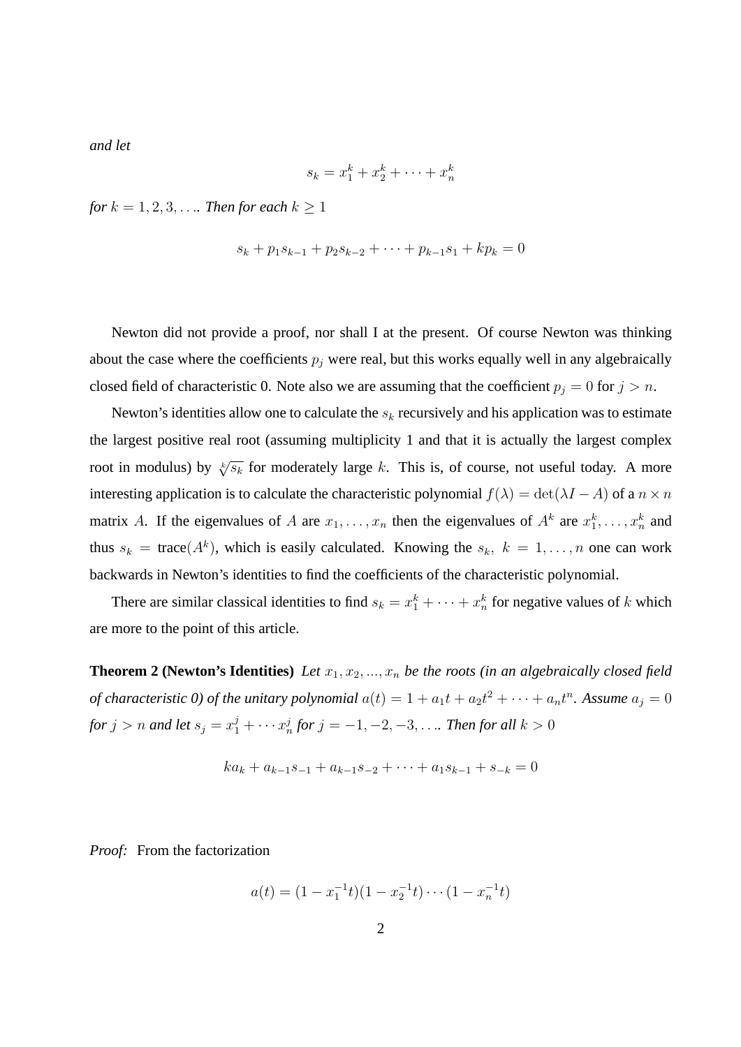*and let*

$$s_k = x_1^k + x_2^k + \cdots + x_n^k$$

*for* $k = 1, 2, 3, \ldots$. *Then for each* $k \geq 1$

$$s_k + p_1 s_{k-1} + p_2 s_{k-2} + \cdots + p_{k-1} s_1 + k p_k = 0$$

Newton did not provide a proof, nor shall I at the present. Of course Newton was thinking about the case where the coefficients $p_j$ were real, but this works equally well in any algebraically closed field of characteristic 0. Note also we are assuming that the coefficient $p_j = 0$ for $j > n$.

Newton's identities allow one to calculate the $s_k$ recursively and his application was to estimate the largest positive real root (assuming multiplicity 1 and that it is actually the largest complex root in modulus) by $\sqrt[k]{s_k}$ for moderately large $k$. This is, of course, not useful today. A more interesting application is to calculate the characteristic polynomial $f(\lambda) = \det(\lambda I - A)$ of a $n \times n$ matrix $A$. If the eigenvalues of $A$ are $x_1, \ldots, x_n$ then the eigenvalues of $A^k$ are $x_1^k, \ldots, x_n^k$ and thus $s_k = \text{trace}(A^k)$, which is easily calculated. Knowing the $s_k,\ k = 1, \ldots, n$ one can work backwards in Newton's identities to find the coefficients of the characteristic polynomial.

There are similar classical identities to find $s_k = x_1^k + \cdots + x_n^k$ for negative values of $k$ which are more to the point of this article.

**Theorem 2 (Newton's Identities)** *Let* $x_1, x_2, \ldots, x_n$ *be the roots (in an algebraically closed field of characteristic 0) of the unitary polynomial* $a(t) = 1 + a_1 t + a_2 t^2 + \cdots + a_n t^n$. *Assume* $a_j = 0$ *for* $j > n$ *and let* $s_j = x_1^j + \cdots x_n^j$ *for* $j = -1, -2, -3, \ldots$. *Then for all* $k > 0$

$$k a_k + a_{k-1} s_{-1} + a_{k-1} s_{-2} + \cdots + a_1 s_{k-1} + s_{-k} = 0$$

*Proof:* From the factorization

$$a(t) = (1 - x_1^{-1} t)(1 - x_2^{-1} t) \cdots (1 - x_n^{-1} t)$$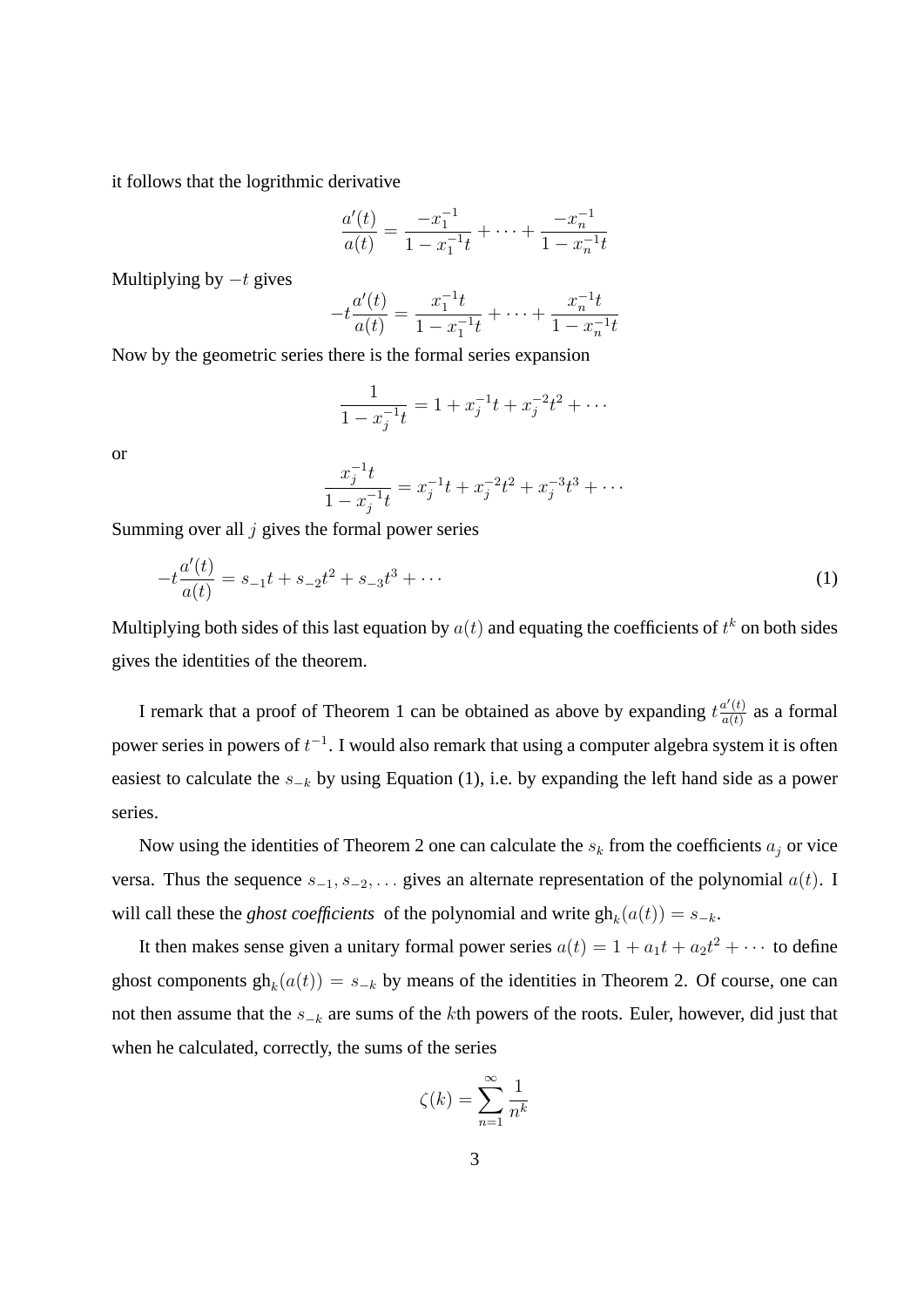it follows that the logrithmic derivative

$$\frac{a'(t)}{a(t)} = \frac{-x_1^{-1}}{1 - x_1^{-1}t} + \cdots + \frac{-x_n^{-1}}{1 - x_n^{-1}t}$$

Multiplying by $-t$ gives

$$-t\frac{a'(t)}{a(t)} = \frac{x_1^{-1}t}{1 - x_1^{-1}t} + \cdots + \frac{x_n^{-1}t}{1 - x_n^{-1}t}$$

Now by the geometric series there is the formal series expansion

$$\frac{1}{1 - x_j^{-1}t} = 1 + x_j^{-1}t + x_j^{-2}t^2 + \cdots$$

or

$$\frac{x_j^{-1}t}{1 - x_j^{-1}t} = x_j^{-1}t + x_j^{-2}t^2 + x_j^{-3}t^3 + \cdots$$

Summing over all $j$ gives the formal power series

$$-t\frac{a'(t)}{a(t)} = s_{-1}t + s_{-2}t^2 + s_{-3}t^3 + \cdots \tag{1}$$

Multiplying both sides of this last equation by $a(t)$ and equating the coefficients of $t^k$ on both sides gives the identities of the theorem.

I remark that a proof of Theorem 1 can be obtained as above by expanding $t\frac{a'(t)}{a(t)}$ as a formal power series in powers of $t^{-1}$. I would also remark that using a computer algebra system it is often easiest to calculate the $s_{-k}$ by using Equation (1), i.e. by expanding the left hand side as a power series.

Now using the identities of Theorem 2 one can calculate the $s_k$ from the coefficients $a_j$ or vice versa. Thus the sequence $s_{-1}, s_{-2}, \ldots$ gives an alternate representation of the polynomial $a(t)$. I will call these the *ghost coefficients* of the polynomial and write $\text{gh}_k(a(t)) = s_{-k}$.

It then makes sense given a unitary formal power series $a(t) = 1 + a_1t + a_2t^2 + \cdots$ to define ghost components $\text{gh}_k(a(t)) = s_{-k}$ by means of the identities in Theorem 2. Of course, one can not then assume that the $s_{-k}$ are sums of the $k$th powers of the roots. Euler, however, did just that when he calculated, correctly, the sums of the series

$$\zeta(k) = \sum_{n=1}^{\infty} \frac{1}{n^k}$$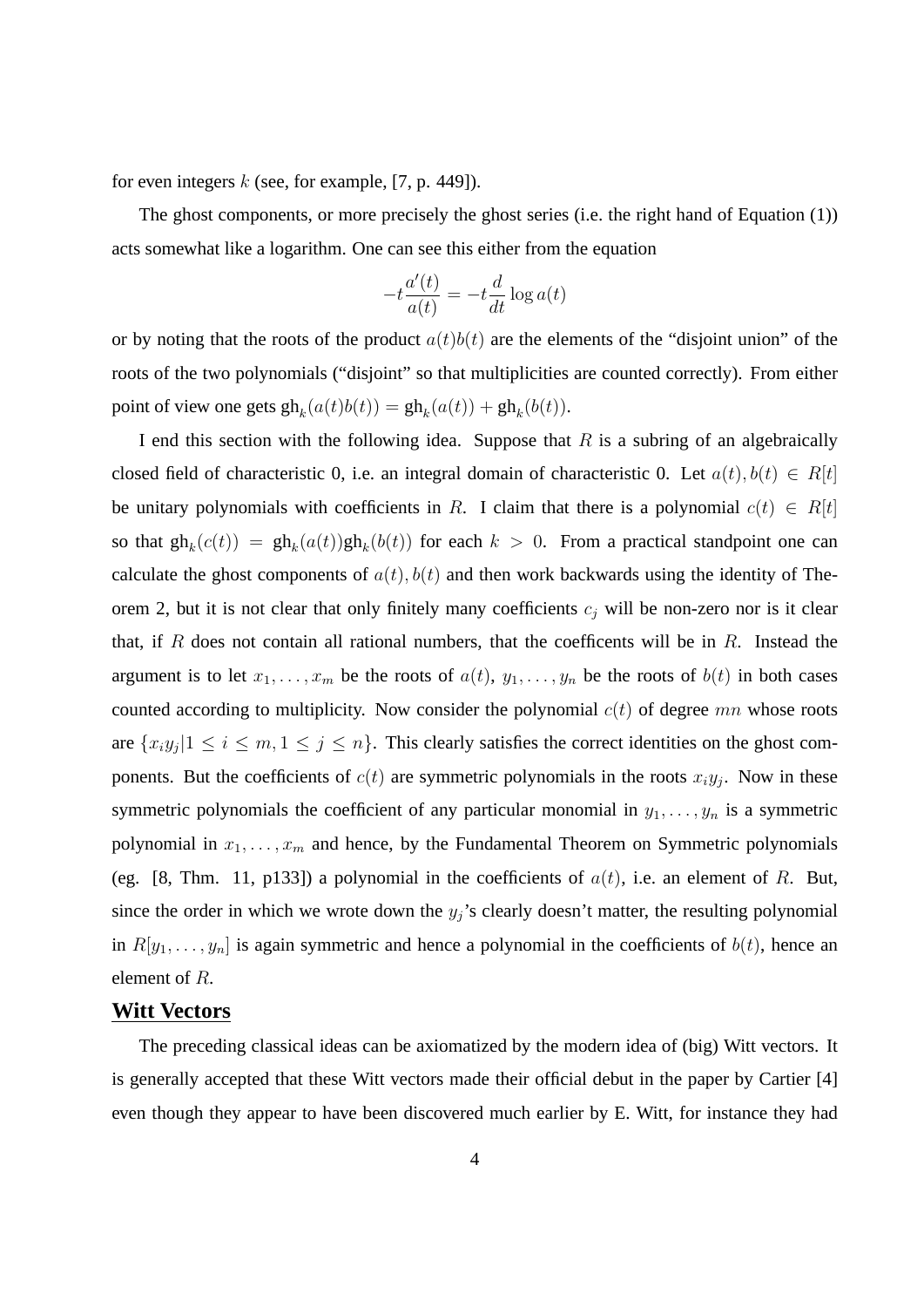for even integers $k$ (see, for example, [7, p. 449]).

The ghost components, or more precisely the ghost series (i.e. the right hand of Equation (1)) acts somewhat like a logarithm. One can see this either from the equation

$$-t\frac{a'(t)}{a(t)} = -t\frac{d}{dt}\log a(t)$$

or by noting that the roots of the product $a(t)b(t)$ are the elements of the "disjoint union" of the roots of the two polynomials ("disjoint" so that multiplicities are counted correctly). From either point of view one gets $\mathrm{gh}_k(a(t)b(t)) = \mathrm{gh}_k(a(t)) + \mathrm{gh}_k(b(t))$.

I end this section with the following idea. Suppose that $R$ is a subring of an algebraically closed field of characteristic 0, i.e. an integral domain of characteristic 0. Let $a(t), b(t) \in R[t]$ be unitary polynomials with coefficients in $R$. I claim that there is a polynomial $c(t) \in R[t]$ so that $\mathrm{gh}_k(c(t)) = \mathrm{gh}_k(a(t))\mathrm{gh}_k(b(t))$ for each $k > 0$. From a practical standpoint one can calculate the ghost components of $a(t), b(t)$ and then work backwards using the identity of Theorem 2, but it is not clear that only finitely many coefficients $c_j$ will be non-zero nor is it clear that, if $R$ does not contain all rational numbers, that the coefficents will be in $R$. Instead the argument is to let $x_1, \ldots, x_m$ be the roots of $a(t)$, $y_1, \ldots, y_n$ be the roots of $b(t)$ in both cases counted according to multiplicity. Now consider the polynomial $c(t)$ of degree $mn$ whose roots are $\{x_i y_j | 1 \leq i \leq m, 1 \leq j \leq n\}$. This clearly satisfies the correct identities on the ghost components. But the coefficients of $c(t)$ are symmetric polynomials in the roots $x_i y_j$. Now in these symmetric polynomials the coefficient of any particular monomial in $y_1, \ldots, y_n$ is a symmetric polynomial in $x_1, \ldots, x_m$ and hence, by the Fundamental Theorem on Symmetric polynomials (eg. [8, Thm. 11, p133]) a polynomial in the coefficients of $a(t)$, i.e. an element of $R$. But, since the order in which we wrote down the $y_j$'s clearly doesn't matter, the resulting polynomial in $R[y_1, \ldots, y_n]$ is again symmetric and hence a polynomial in the coefficients of $b(t)$, hence an element of $R$.

## Witt Vectors

The preceding classical ideas can be axiomatized by the modern idea of (big) Witt vectors. It is generally accepted that these Witt vectors made their official debut in the paper by Cartier [4] even though they appear to have been discovered much earlier by E. Witt, for instance they had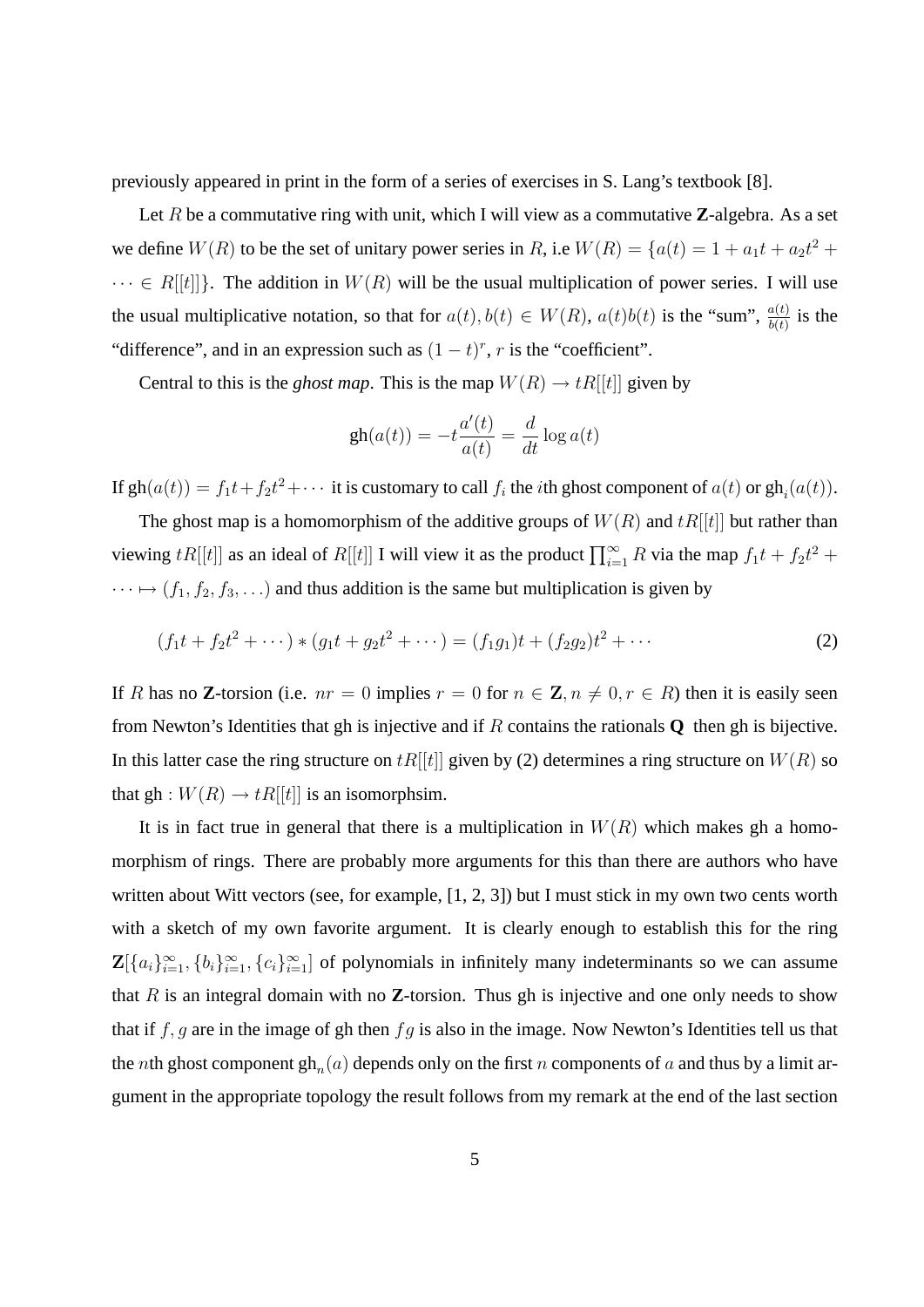previously appeared in print in the form of a series of exercises in S. Lang's textbook [8].

Let $R$ be a commutative ring with unit, which I will view as a commutative **Z**-algebra. As a set we define $W(R)$ to be the set of unitary power series in $R$, i.e $W(R) = \{a(t) = 1 + a_1 t + a_2 t^2 + \cdots \in R[[t]]\}$. The addition in $W(R)$ will be the usual multiplication of power series. I will use the usual multiplicative notation, so that for $a(t), b(t) \in W(R)$, $a(t)b(t)$ is the "sum", $\frac{a(t)}{b(t)}$ is the "difference", and in an expression such as $(1-t)^r$, $r$ is the "coefficient".

Central to this is the *ghost map*. This is the map $W(R) \to tR[[t]]$ given by

$$\text{gh}(a(t)) = -t\frac{a'(t)}{a(t)} = \frac{d}{dt}\log a(t)$$

If $\text{gh}(a(t)) = f_1 t + f_2 t^2 + \cdots$ it is customary to call $f_i$ the $i$th ghost component of $a(t)$ or $\text{gh}_i(a(t))$.

The ghost map is a homomorphism of the additive groups of $W(R)$ and $tR[[t]]$ but rather than viewing $tR[[t]]$ as an ideal of $R[[t]]$ I will view it as the product $\prod_{i=1}^{\infty} R$ via the map $f_1 t + f_2 t^2 + \cdots \mapsto (f_1, f_2, f_3, \ldots)$ and thus addition is the same but multiplication is given by

$$(f_1 t + f_2 t^2 + \cdots) * (g_1 t + g_2 t^2 + \cdots) = (f_1 g_1)t + (f_2 g_2)t^2 + \cdots \tag{2}$$

If $R$ has no **Z**-torsion (i.e. $nr = 0$ implies $r = 0$ for $n \in \mathbf{Z}, n \neq 0, r \in R$) then it is easily seen from Newton's Identities that gh is injective and if $R$ contains the rationals **Q** then gh is bijective. In this latter case the ring structure on $tR[[t]]$ given by (2) determines a ring structure on $W(R)$ so that $\text{gh} : W(R) \to tR[[t]]$ is an isomorphsim.

It is in fact true in general that there is a multiplication in $W(R)$ which makes gh a homomorphism of rings. There are probably more arguments for this than there are authors who have written about Witt vectors (see, for example, [1, 2, 3]) but I must stick in my own two cents worth with a sketch of my own favorite argument. It is clearly enough to establish this for the ring $\mathbf{Z}[\{a_i\}_{i=1}^{\infty}, \{b_i\}_{i=1}^{\infty}, \{c_i\}_{i=1}^{\infty}]$ of polynomials in infinitely many indeterminants so we can assume that $R$ is an integral domain with no **Z**-torsion. Thus gh is injective and one only needs to show that if $f, g$ are in the image of gh then $fg$ is also in the image. Now Newton's Identities tell us that the $n$th ghost component $\text{gh}_n(a)$ depends only on the first $n$ components of $a$ and thus by a limit argument in the appropriate topology the result follows from my remark at the end of the last section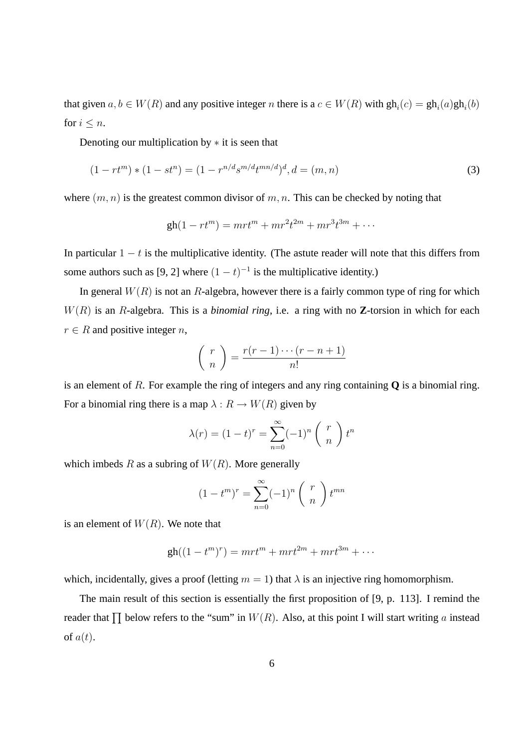that given $a, b \in W(R)$ and any positive integer $n$ there is a $c \in W(R)$ with $\text{gh}_i(c) = \text{gh}_i(a)\text{gh}_i(b)$ for $i \leq n$.

Denoting our multiplication by $*$ it is seen that

$$(1 - rt^m) * (1 - st^n) = (1 - r^{n/d}s^{m/d}t^{mn/d})^d, d = (m, n) \tag{3}$$

where $(m, n)$ is the greatest common divisor of $m, n$. This can be checked by noting that

$$\text{gh}(1 - rt^m) = mrt^m + mr^2t^{2m} + mr^3t^{3m} + \cdots$$

In particular $1 - t$ is the multiplicative identity. (The astute reader will note that this differs from some authors such as [9, 2] where $(1 - t)^{-1}$ is the multiplicative identity.)

In general $W(R)$ is not an $R$-algebra, however there is a fairly common type of ring for which $W(R)$ is an $R$-algebra. This is a *binomial ring*, i.e. a ring with no **Z**-torsion in which for each $r \in R$ and positive integer $n$,

$$\left( \begin{array}{c} r \\ n \end{array} \right) = \frac{r(r-1)\cdots(r-n+1)}{n!}$$

is an element of $R$. For example the ring of integers and any ring containing **Q** is a binomial ring. For a binomial ring there is a map $\lambda : R \to W(R)$ given by

$$\lambda(r) = (1 - t)^r = \sum_{n=0}^{\infty} (-1)^n \left( \begin{array}{c} r \\ n \end{array} \right) t^n$$

which imbeds $R$ as a subring of $W(R)$. More generally

$$(1 - t^m)^r = \sum_{n=0}^{\infty} (-1)^n \left( \begin{array}{c} r \\ n \end{array} \right) t^{mn}$$

is an element of $W(R)$. We note that

$$\text{gh}((1 - t^m)^r) = mrt^m + mrt^{2m} + mrt^{3m} + \cdots$$

which, incidentally, gives a proof (letting $m = 1$) that $\lambda$ is an injective ring homomorphism.

The main result of this section is essentially the first proposition of [9, p. 113]. I remind the reader that $\prod$ below refers to the "sum" in $W(R)$. Also, at this point I will start writing $a$ instead of $a(t)$.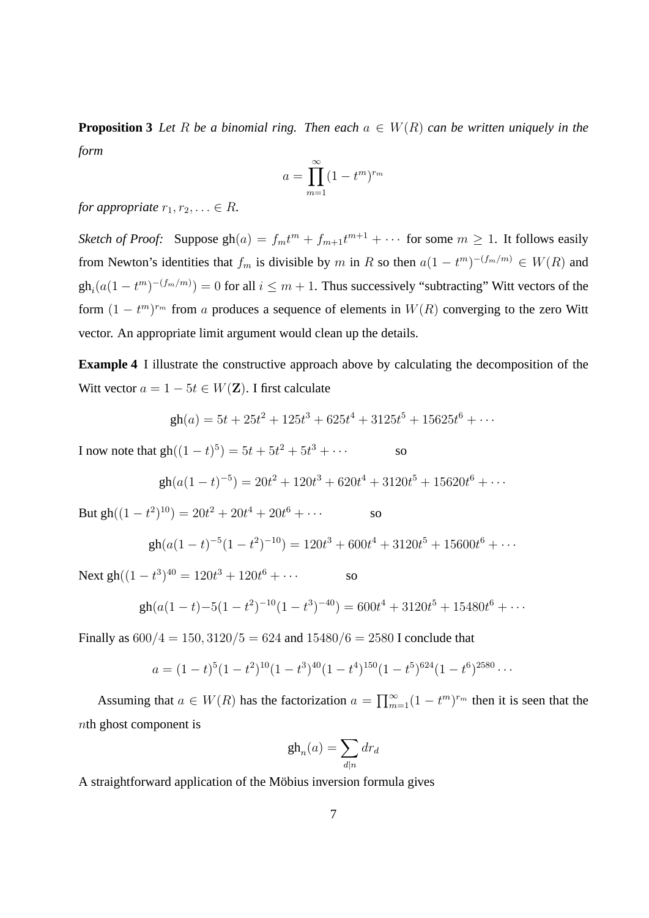**Proposition 3** *Let $R$ be a binomial ring. Then each $a \in W(R)$ can be written uniquely in the form*

$$a = \prod_{m=1}^{\infty} (1 - t^m)^{r_m}$$

*for appropriate $r_1, r_2, \ldots \in R$.*

*Sketch of Proof:* Suppose $\mathrm{gh}(a) = f_m t^m + f_{m+1} t^{m+1} + \cdots$ for some $m \geq 1$. It follows easily from Newton's identities that $f_m$ is divisible by $m$ in $R$ so then $a(1 - t^m)^{-(f_m/m)} \in W(R)$ and $\mathrm{gh}_i(a(1 - t^m)^{-(f_m/m)}) = 0$ for all $i \leq m + 1$. Thus successively "subtracting" Witt vectors of the form $(1 - t^m)^{r_m}$ from $a$ produces a sequence of elements in $W(R)$ converging to the zero Witt vector. An appropriate limit argument would clean up the details.

**Example 4** I illustrate the constructive approach above by calculating the decomposition of the Witt vector $a = 1 - 5t \in W(\mathbf{Z})$. I first calculate

$$\mathrm{gh}(a) = 5t + 25t^2 + 125t^3 + 625t^4 + 3125t^5 + 15625t^6 + \cdots$$

I now note that $\mathrm{gh}((1 - t)^5) = 5t + 5t^2 + 5t^3 + \cdots$ so

$$\mathrm{gh}(a(1 - t)^{-5}) = 20t^2 + 120t^3 + 620t^4 + 3120t^5 + 15620t^6 + \cdots$$

But $\mathrm{gh}((1 - t^2)^{10}) = 20t^2 + 20t^4 + 20t^6 + \cdots$ so

$$\mathrm{gh}(a(1 - t)^{-5}(1 - t^2)^{-10}) = 120t^3 + 600t^4 + 3120t^5 + 15600t^6 + \cdots$$

Next $\mathrm{gh}((1 - t^3)^{40} = 120t^3 + 120t^6 + \cdots$ so

$$\mathrm{gh}(a(1 - t) - 5(1 - t^2)^{-10}(1 - t^3)^{-40}) = 600t^4 + 3120t^5 + 15480t^6 + \cdots$$

Finally as $600/4 = 150, 3120/5 = 624$ and $15480/6 = 2580$ I conclude that

$$a = (1 - t)^5(1 - t^2)^{10}(1 - t^3)^{40}(1 - t^4)^{150}(1 - t^5)^{624}(1 - t^6)^{2580} \cdots$$

Assuming that $a \in W(R)$ has the factorization $a = \prod_{m=1}^{\infty}(1 - t^m)^{r_m}$ then it is seen that the $n$th ghost component is

$$\mathrm{gh}_n(a) = \sum_{d|n} d r_d$$

A straightforward application of the Möbius inversion formula gives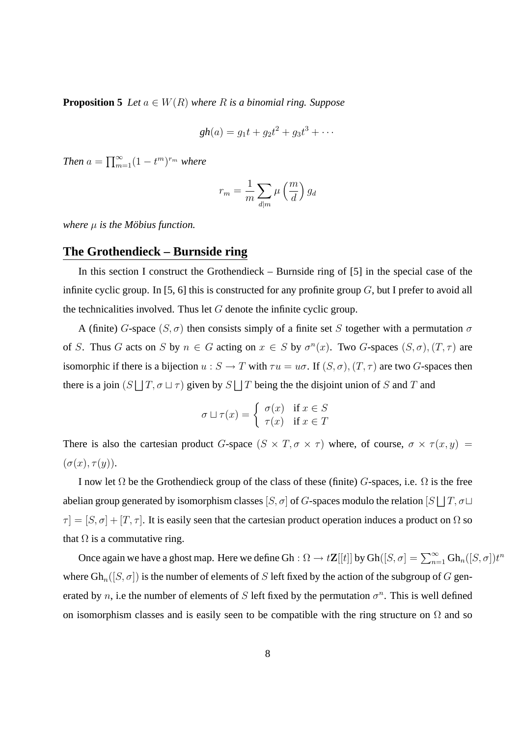**Proposition 5** *Let $a \in W(R)$ where $R$ is a binomial ring. Suppose*

$$gh(a) = g_1 t + g_2 t^2 + g_3 t^3 + \cdots$$

*Then $a = \prod_{m=1}^{\infty}(1 - t^m)^{r_m}$ where*

$$r_m = \frac{1}{m} \sum_{d|m} \mu\left(\frac{m}{d}\right) g_d$$

*where $\mu$ is the Möbius function.*

## The Grothendieck – Burnside ring

In this section I construct the Grothendieck – Burnside ring of [5] in the special case of the infinite cyclic group. In [5, 6] this is constructed for any profinite group $G$, but I prefer to avoid all the technicalities involved. Thus let $G$ denote the infinite cyclic group.

A (finite) $G$-space $(S, \sigma)$ then consists simply of a finite set $S$ together with a permutation $\sigma$ of $S$. Thus $G$ acts on $S$ by $n \in G$ acting on $x \in S$ by $\sigma^n(x)$. Two $G$-spaces $(S, \sigma), (T, \tau)$ are isomorphic if there is a bijection $u : S \to T$ with $\tau u = u\sigma$. If $(S, \sigma), (T, \tau)$ are two $G$-spaces then there is a join $(S \bigsqcup T, \sigma \sqcup \tau)$ given by $S \bigsqcup T$ being the the disjoint union of $S$ and $T$ and

$$\sigma \sqcup \tau(x) = \begin{cases} \sigma(x) & \text{if } x \in S \\ \tau(x) & \text{if } x \in T \end{cases}$$

There is also the cartesian product $G$-space $(S \times T, \sigma \times \tau)$ where, of course, $\sigma \times \tau(x, y) = (\sigma(x), \tau(y))$.

I now let $\Omega$ be the Grothendieck group of the class of these (finite) $G$-spaces, i.e. $\Omega$ is the free abelian group generated by isomorphism classes $[S, \sigma]$ of $G$-spaces modulo the relation $[S \bigsqcup T, \sigma \sqcup \tau] = [S, \sigma] + [T, \tau]$. It is easily seen that the cartesian product operation induces a product on $\Omega$ so that $\Omega$ is a commutative ring.

Once again we have a ghost map. Here we define $\text{Gh} : \Omega \to t\mathbf{Z}[[t]]$ by $\text{Gh}([S, \sigma] = \sum_{n=1}^{\infty} \text{Gh}_n([S, \sigma])t^n$ where $\text{Gh}_n([S, \sigma])$ is the number of elements of $S$ left fixed by the action of the subgroup of $G$ generated by $n$, i.e the number of elements of $S$ left fixed by the permutation $\sigma^n$. This is well defined on isomorphism classes and is easily seen to be compatible with the ring structure on $\Omega$ and so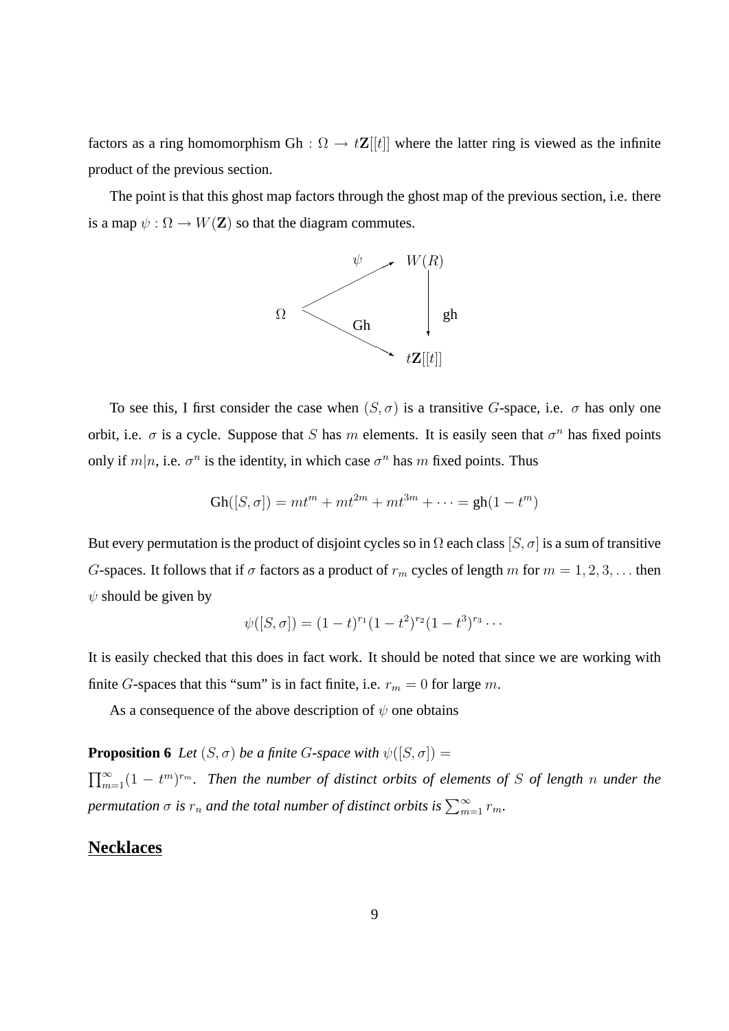factors as a ring homomorphism $\text{Gh} : \Omega \to t\mathbf{Z}[[t]]$ where the latter ring is viewed as the infinite product of the previous section.

The point is that this ghost map factors through the ghost map of the previous section, i.e. there is a map $\psi : \Omega \to W(\mathbf{Z})$ so that the diagram commutes.

$$
\begin{array}{ccc}
 & \overset{\psi}{\nearrow} & W(R) \\
\Omega & & \big\downarrow \text{gh} \\
 & \underset{\text{Gh}}{\searrow} & t\mathbf{Z}[[t]]
\end{array}
$$

To see this, I first consider the case when $(S, \sigma)$ is a transitive $G$-space, i.e. $\sigma$ has only one orbit, i.e. $\sigma$ is a cycle. Suppose that $S$ has $m$ elements. It is easily seen that $\sigma^n$ has fixed points only if $m|n$, i.e. $\sigma^n$ is the identity, in which case $\sigma^n$ has $m$ fixed points. Thus

$$\text{Gh}([S, \sigma]) = mt^m + mt^{2m} + mt^{3m} + \cdots = \text{gh}(1 - t^m)$$

But every permutation is the product of disjoint cycles so in $\Omega$ each class $[S, \sigma]$ is a sum of transitive $G$-spaces. It follows that if $\sigma$ factors as a product of $r_m$ cycles of length $m$ for $m = 1, 2, 3, \ldots$ then $\psi$ should be given by

$$\psi([S, \sigma]) = (1 - t)^{r_1}(1 - t^2)^{r_2}(1 - t^3)^{r_3} \cdots$$

It is easily checked that this does in fact work. It should be noted that since we are working with finite $G$-spaces that this "sum" is in fact finite, i.e. $r_m = 0$ for large $m$.

As a consequence of the above description of $\psi$ one obtains

**Proposition 6** *Let $(S, \sigma)$ be a finite $G$-space with $\psi([S, \sigma]) = \prod_{m=1}^{\infty}(1 - t^m)^{r_m}$. Then the number of distinct orbits of elements of $S$ of length $n$ under the permutation $\sigma$ is $r_n$ and the total number of distinct orbits is $\sum_{m=1}^{\infty} r_m$.*

## Necklaces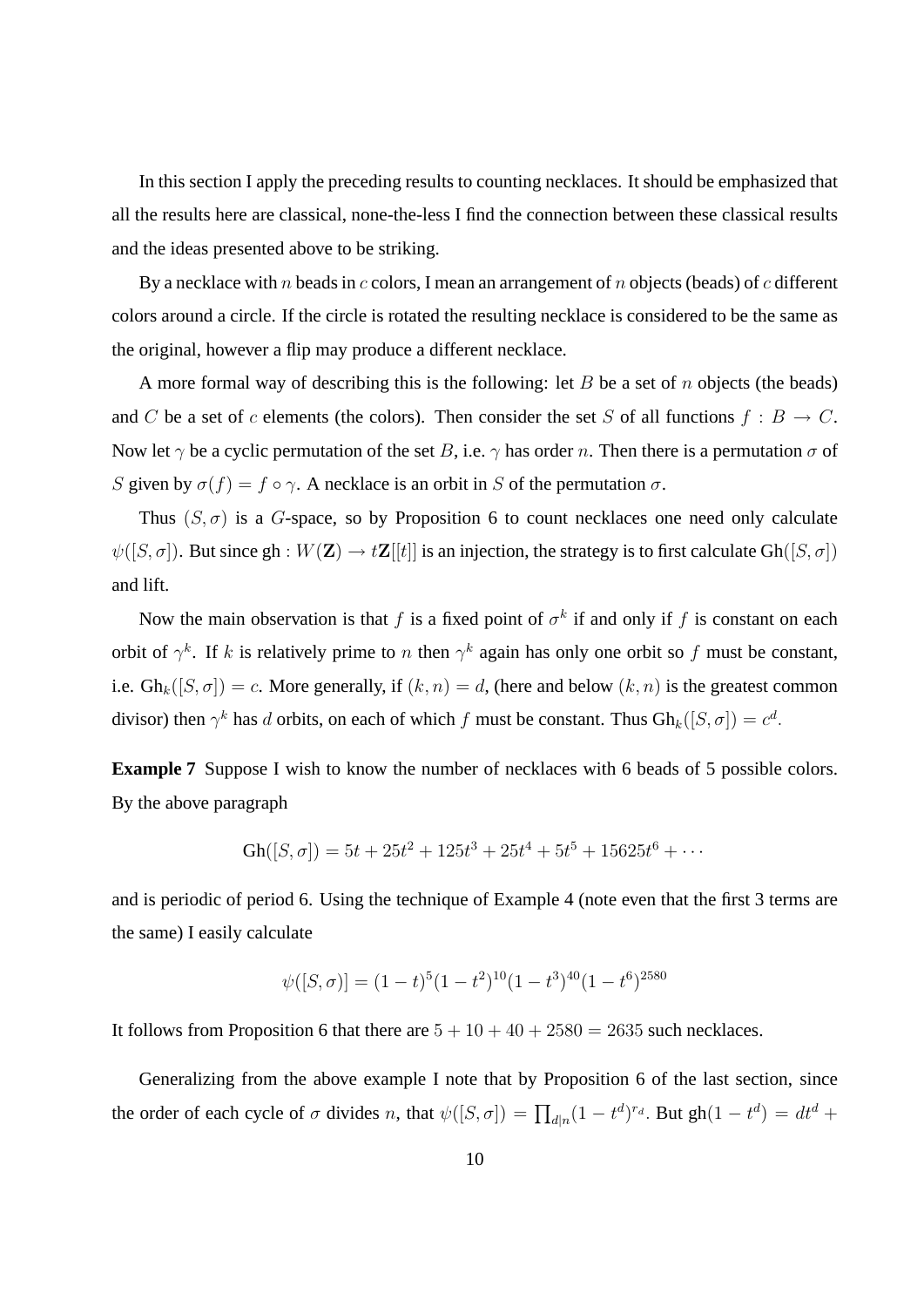In this section I apply the preceding results to counting necklaces. It should be emphasized that all the results here are classical, none-the-less I find the connection between these classical results and the ideas presented above to be striking.

By a necklace with $n$ beads in $c$ colors, I mean an arrangement of $n$ objects (beads) of $c$ different colors around a circle. If the circle is rotated the resulting necklace is considered to be the same as the original, however a flip may produce a different necklace.

A more formal way of describing this is the following: let $B$ be a set of $n$ objects (the beads) and $C$ be a set of $c$ elements (the colors). Then consider the set $S$ of all functions $f : B \to C$. Now let $\gamma$ be a cyclic permutation of the set $B$, i.e. $\gamma$ has order $n$. Then there is a permutation $\sigma$ of $S$ given by $\sigma(f) = f \circ \gamma$. A necklace is an orbit in $S$ of the permutation $\sigma$.

Thus $(S, \sigma)$ is a $G$-space, so by Proposition 6 to count necklaces one need only calculate $\psi([S, \sigma])$. But since $\mathrm{gh} : W(\mathbf{Z}) \to t\mathbf{Z}[[t]]$ is an injection, the strategy is to first calculate $\mathrm{Gh}([S, \sigma])$ and lift.

Now the main observation is that $f$ is a fixed point of $\sigma^k$ if and only if $f$ is constant on each orbit of $\gamma^k$. If $k$ is relatively prime to $n$ then $\gamma^k$ again has only one orbit so $f$ must be constant, i.e. $\mathrm{Gh}_k([S, \sigma]) = c$. More generally, if $(k, n) = d$, (here and below $(k, n)$ is the greatest common divisor) then $\gamma^k$ has $d$ orbits, on each of which $f$ must be constant. Thus $\mathrm{Gh}_k([S, \sigma]) = c^d$.

**Example 7** Suppose I wish to know the number of necklaces with 6 beads of 5 possible colors. By the above paragraph

$$\mathrm{Gh}([S, \sigma]) = 5t + 25t^2 + 125t^3 + 25t^4 + 5t^5 + 15625t^6 + \cdots$$

and is periodic of period 6. Using the technique of Example 4 (note even that the first 3 terms are the same) I easily calculate

$$\psi([S, \sigma)] = (1-t)^5(1-t^2)^{10}(1-t^3)^{40}(1-t^6)^{2580}$$

It follows from Proposition 6 that there are $5 + 10 + 40 + 2580 = 2635$ such necklaces.

Generalizing from the above example I note that by Proposition 6 of the last section, since the order of each cycle of $\sigma$ divides $n$, that $\psi([S, \sigma]) = \prod_{d|n}(1 - t^d)^{r_d}$. But $\mathrm{gh}(1 - t^d) = dt^d +$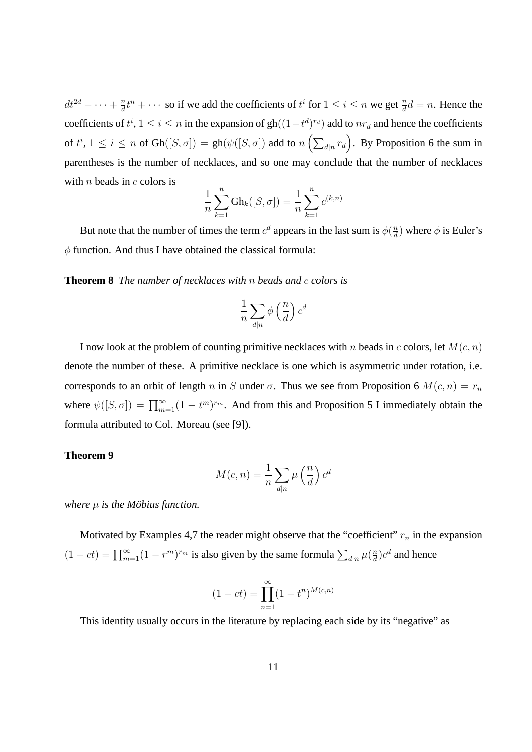$dt^{2d} + \cdots + \frac{n}{d}t^n + \cdots$ so if we add the coefficients of $t^i$ for $1 \leq i \leq n$ we get $\frac{n}{d}d = n$. Hence the coefficients of $t^i$, $1 \leq i \leq n$ in the expansion of $\text{gh}((1-t^d)^{r_d})$ add to $nr_d$ and hence the coefficients of $t^i$, $1 \leq i \leq n$ of $\text{Gh}([S,\sigma]) = \text{gh}(\psi([S,\sigma])$ add to $n\left(\sum_{d|n} r_d\right)$. By Proposition 6 the sum in parentheses is the number of necklaces, and so one may conclude that the number of necklaces with $n$ beads in $c$ colors is

$$\frac{1}{n}\sum_{k=1}^{n} \text{Gh}_k([S,\sigma]) = \frac{1}{n}\sum_{k=1}^{n} c^{(k,n)}$$

But note that the number of times the term $c^d$ appears in the last sum is $\phi(\frac{n}{d})$ where $\phi$ is Euler's $\phi$ function. And thus I have obtained the classical formula:

**Theorem 8** *The number of necklaces with $n$ beads and $c$ colors is*

$$\frac{1}{n}\sum_{d|n} \phi\left(\frac{n}{d}\right) c^d$$

I now look at the problem of counting primitive necklaces with $n$ beads in $c$ colors, let $M(c,n)$ denote the number of these. A primitive necklace is one which is asymmetric under rotation, i.e. corresponds to an orbit of length $n$ in $S$ under $\sigma$. Thus we see from Proposition 6 $M(c,n) = r_n$ where $\psi([S,\sigma]) = \prod_{m=1}^{\infty}(1-t^m)^{r_m}$. And from this and Proposition 5 I immediately obtain the formula attributed to Col. Moreau (see [9]).

**Theorem 9**

$$M(c,n) = \frac{1}{n}\sum_{d|n} \mu\left(\frac{n}{d}\right) c^d$$

*where $\mu$ is the Möbius function.*

Motivated by Examples 4,7 the reader might observe that the "coefficient" $r_n$ in the expansion $(1-ct) = \prod_{m=1}^{\infty}(1-r^m)^{r_m}$ is also given by the same formula $\sum_{d|n} \mu(\frac{n}{d})c^d$ and hence

$$(1-ct) = \prod_{n=1}^{\infty}(1-t^n)^{M(c,n)}$$

This identity usually occurs in the literature by replacing each side by its "negative" as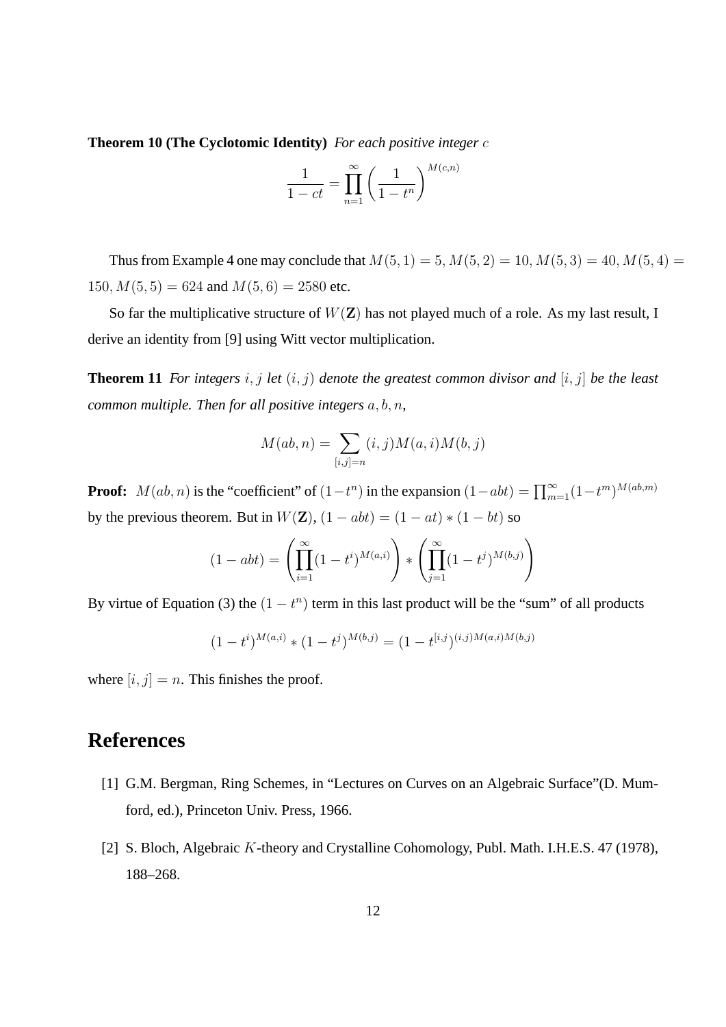**Theorem 10 (The Cyclotomic Identity)** *For each positive integer $c$*

$$\frac{1}{1-ct} = \prod_{n=1}^{\infty} \left( \frac{1}{1-t^n} \right)^{M(c,n)}$$

Thus from Example 4 one may conclude that $M(5,1) = 5$, $M(5,2) = 10$, $M(5,3) = 40$, $M(5,4) = 150$, $M(5,5) = 624$ and $M(5,6) = 2580$ etc.

So far the multiplicative structure of $W(\mathbf{Z})$ has not played much of a role. As my last result, I derive an identity from [9] using Witt vector multiplication.

**Theorem 11** *For integers $i, j$ let $(i, j)$ denote the greatest common divisor and $[i, j]$ be the least common multiple. Then for all positive integers $a, b, n$,*

$$M(ab, n) = \sum_{[i,j]=n} (i, j) M(a, i) M(b, j)$$

**Proof:** $M(ab, n)$ is the "coefficient" of $(1-t^n)$ in the expansion $(1-abt) = \prod_{m=1}^{\infty}(1-t^m)^{M(ab,m)}$ by the previous theorem. But in $W(\mathbf{Z})$, $(1 - abt) = (1 - at) * (1 - bt)$ so

$$(1 - abt) = \left( \prod_{i=1}^{\infty} (1 - t^i)^{M(a,i)} \right) * \left( \prod_{j=1}^{\infty} (1 - t^j)^{M(b,j)} \right)$$

By virtue of Equation (3) the $(1 - t^n)$ term in this last product will be the "sum" of all products

$$(1 - t^i)^{M(a,i)} * (1 - t^j)^{M(b,j)} = (1 - t^{[i,j]})^{(i,j)M(a,i)M(b,j)}$$

where $[i, j] = n$. This finishes the proof.

## References

[1] G.M. Bergman, Ring Schemes, in "Lectures on Curves on an Algebraic Surface"(D. Mumford, ed.), Princeton Univ. Press, 1966.

[2] S. Bloch, Algebraic $K$-theory and Crystalline Cohomology, Publ. Math. I.H.E.S. 47 (1978), 188–268.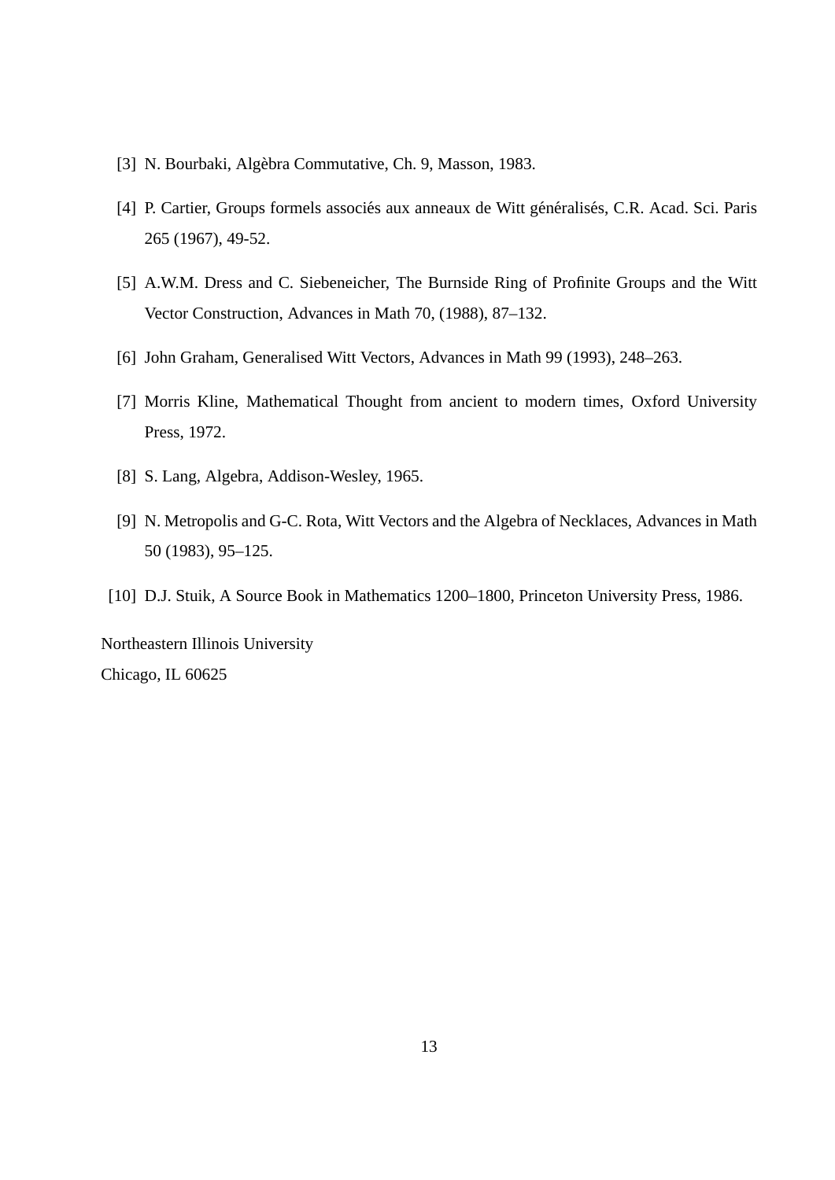[3] N. Bourbaki, Algèbra Commutative, Ch. 9, Masson, 1983.

[4] P. Cartier, Groups formels associés aux anneaux de Witt généralisés, C.R. Acad. Sci. Paris 265 (1967), 49-52.

[5] A.W.M. Dress and C. Siebeneicher, The Burnside Ring of Profinite Groups and the Witt Vector Construction, Advances in Math 70, (1988), 87–132.

[6] John Graham, Generalised Witt Vectors, Advances in Math 99 (1993), 248–263.

[7] Morris Kline, Mathematical Thought from ancient to modern times, Oxford University Press, 1972.

[8] S. Lang, Algebra, Addison-Wesley, 1965.

[9] N. Metropolis and G-C. Rota, Witt Vectors and the Algebra of Necklaces, Advances in Math 50 (1983), 95–125.

[10] D.J. Stuik, A Source Book in Mathematics 1200–1800, Princeton University Press, 1986.

Northeastern Illinois University
Chicago, IL 60625